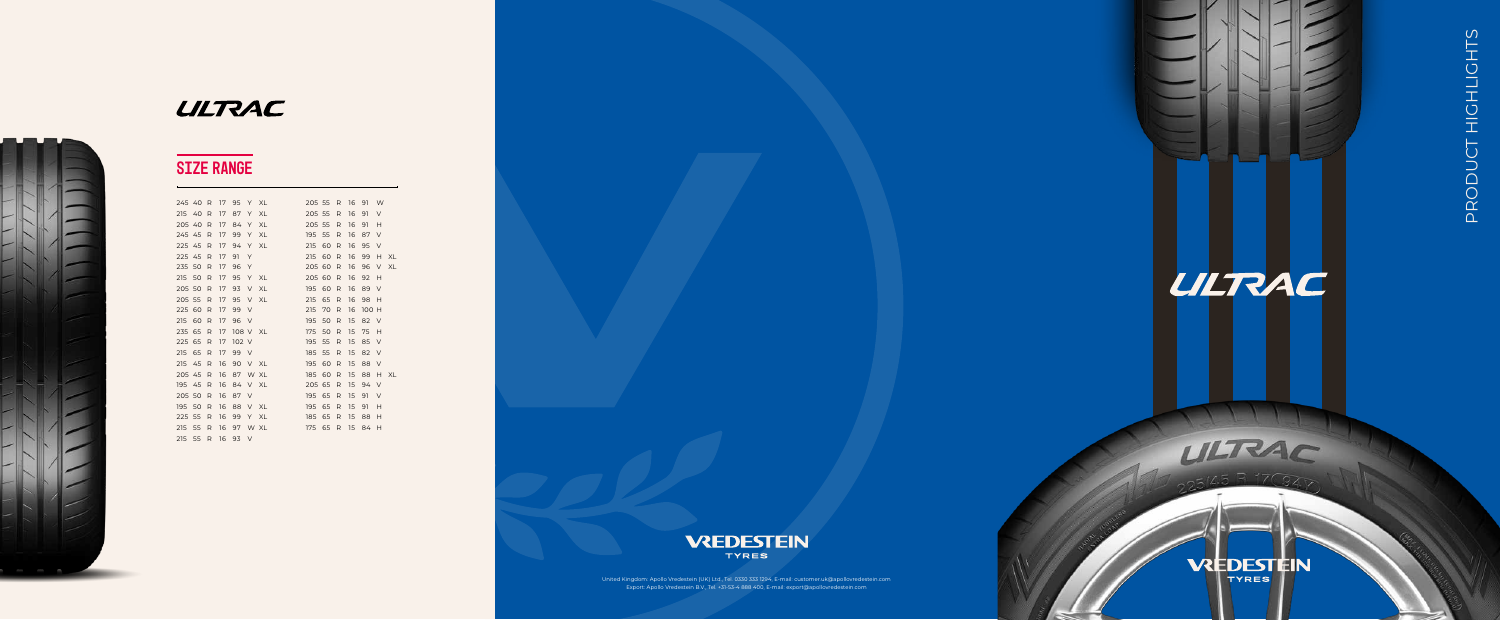# ULTRAC

## SIZE RANGE

| | | | | | | |
|---|---|---|---|---|---|---|
| 245 | 40 | R | 17 | 95 | Y | XL |
| 215 | 40 | R | 17 | 87 | Y | XL |
| 205 | 40 | R | 17 | 84 | Y | XL |
| 245 | 45 | R | 17 | 99 | Y | XL |
| 225 | 45 | R | 17 | 94 | Y | XL |
| 225 | 45 | R | 17 | 91 | Y | |
| 235 | 50 | R | 17 | 96 | Y | |
| 215 | 50 | R | 17 | 95 | Y | XL |
| 205 | 50 | R | 17 | 93 | V | XL |
| 205 | 55 | R | 17 | 95 | V | XL |
| 225 | 60 | R | 17 | 99 | V | |
| 215 | 60 | R | 17 | 96 | V | |
| 235 | 65 | R | 17 | 108 | V | XL |
| 225 | 65 | R | 17 | 102 | V | |
| 215 | 65 | R | 17 | 99 | V | |
| 215 | 45 | R | 16 | 90 | V | XL |
| 205 | 45 | R | 16 | 87 | W | XL |
| 195 | 45 | R | 16 | 84 | V | XL |
| 205 | 50 | R | 16 | 87 | V | |
| 195 | 50 | R | 16 | 88 | V | XL |
| 225 | 55 | R | 16 | 99 | Y | XL |
| 215 | 55 | R | 16 | 97 | W | XL |
| 215 | 55 | R | 16 | 93 | V | |
| 205 | 55 | R | 16 | 91 | W | |
| 205 | 55 | R | 16 | 91 | V | |
| 205 | 55 | R | 16 | 91 | H | |
| 195 | 55 | R | 16 | 87 | V | |
| 215 | 60 | R | 16 | 95 | V | |
| 215 | 60 | R | 16 | 99 | H | XL |
| 205 | 60 | R | 16 | 96 | V | XL |
| 205 | 60 | R | 16 | 92 | H | |
| 195 | 60 | R | 16 | 89 | V | |
| 215 | 65 | R | 16 | 98 | H | |
| 215 | 70 | R | 16 | 100 | H | |
| 195 | 50 | R | 15 | 82 | V | |
| 175 | 50 | R | 15 | 75 | H | |
| 195 | 55 | R | 15 | 85 | V | |
| 185 | 55 | R | 15 | 82 | V | |
| 195 | 60 | R | 15 | 88 | V | |
| 185 | 60 | R | 15 | 88 | H | XL |
| 205 | 65 | R | 15 | 94 | V | |
| 195 | 65 | R | 15 | 91 | V | |
| 195 | 65 | R | 15 | 91 | H | |
| 185 | 65 | R | 15 | 88 | H | |
| 175 | 65 | R | 15 | 84 | H | |

VREDESTEIN TYRES

United Kingdom: Apollo Vredestein (UK) Ltd., Tel. 0330 332 1294, E-mail: customer.uk@apollovredestein.com
Export: Apollo Vredestein B.V., Tel. +31-53-4 888 400, E-mail: export@apollovredestein.com

# ULTRAC

PRODUCT HIGHLIGHTS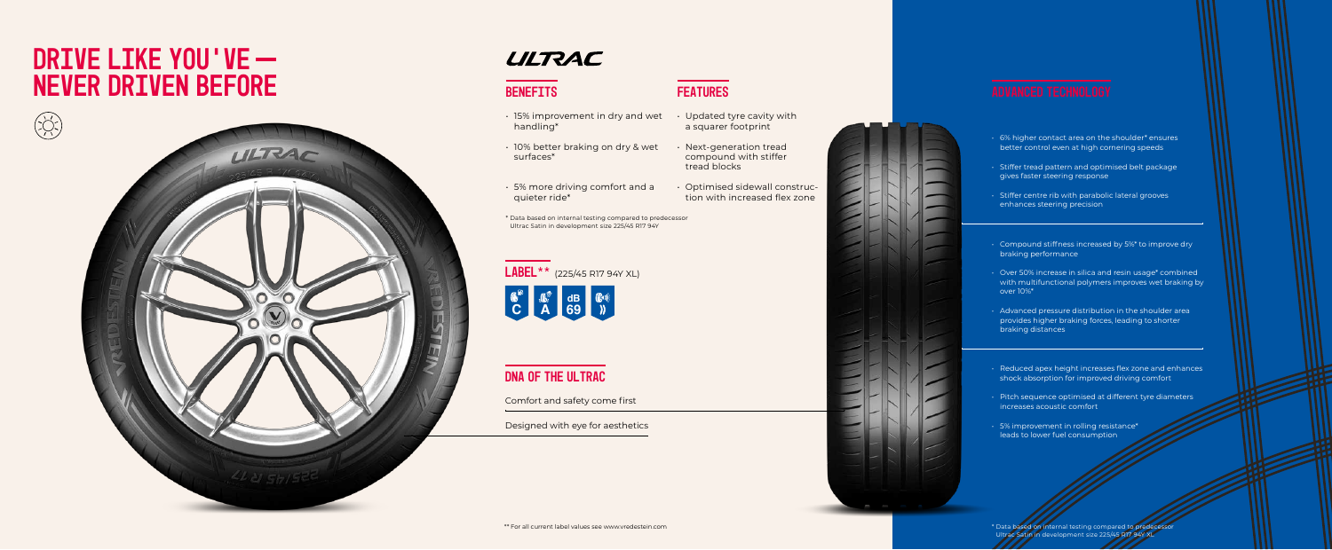# DRIVE LIKE YOU'VE — NEVER DRIVEN BEFORE

ULTRAC

## BENEFITS

- 15% improvement in dry and wet handling*
- 10% better braking on dry & wet surfaces*
- 5% more driving comfort and a quieter ride*

## FEATURES

- Updated tyre cavity with a squarer footprint
- Next-generation tread compound with stiffer tread blocks
- Optimised sidewall construction with increased flex zone

\* Data based on internal testing compared to predecessor Ultrac Satin in development size 225/45 R17 94Y

## LABEL** (225/45 R17 94Y XL)

C A dB 69

## DNA OF THE ULTRAC

Comfort and safety come first

Designed with eye for aesthetics

** For all current label values see www.vredestein.com

## ADVANCED TECHNOLOGY

- 6% higher contact area on the shoulder* ensures better control even at high cornering speeds
- Stiffer tread pattern and optimised belt package gives faster steering response
- Stiffer centre rib with parabolic lateral grooves enhances steering precision

- Compound stiffness increased by 5%* to improve dry braking performance
- Over 50% increase in silica and resin usage* combined with multifunctional polymers improves wet braking by over 10%*
- Advanced pressure distribution in the shoulder area provides higher braking forces, leading to shorter braking distances

- Reduced apex height increases flex zone and enhances shock absorption for improved driving comfort
- Pitch sequence optimised at different tyre diameters increases acoustic comfort
- 5% improvement in rolling resistance* leads to lower fuel consumption

\* Data based on internal testing compared to predecessor Ultrac Satin in development size 225/45 R17 94Y XL